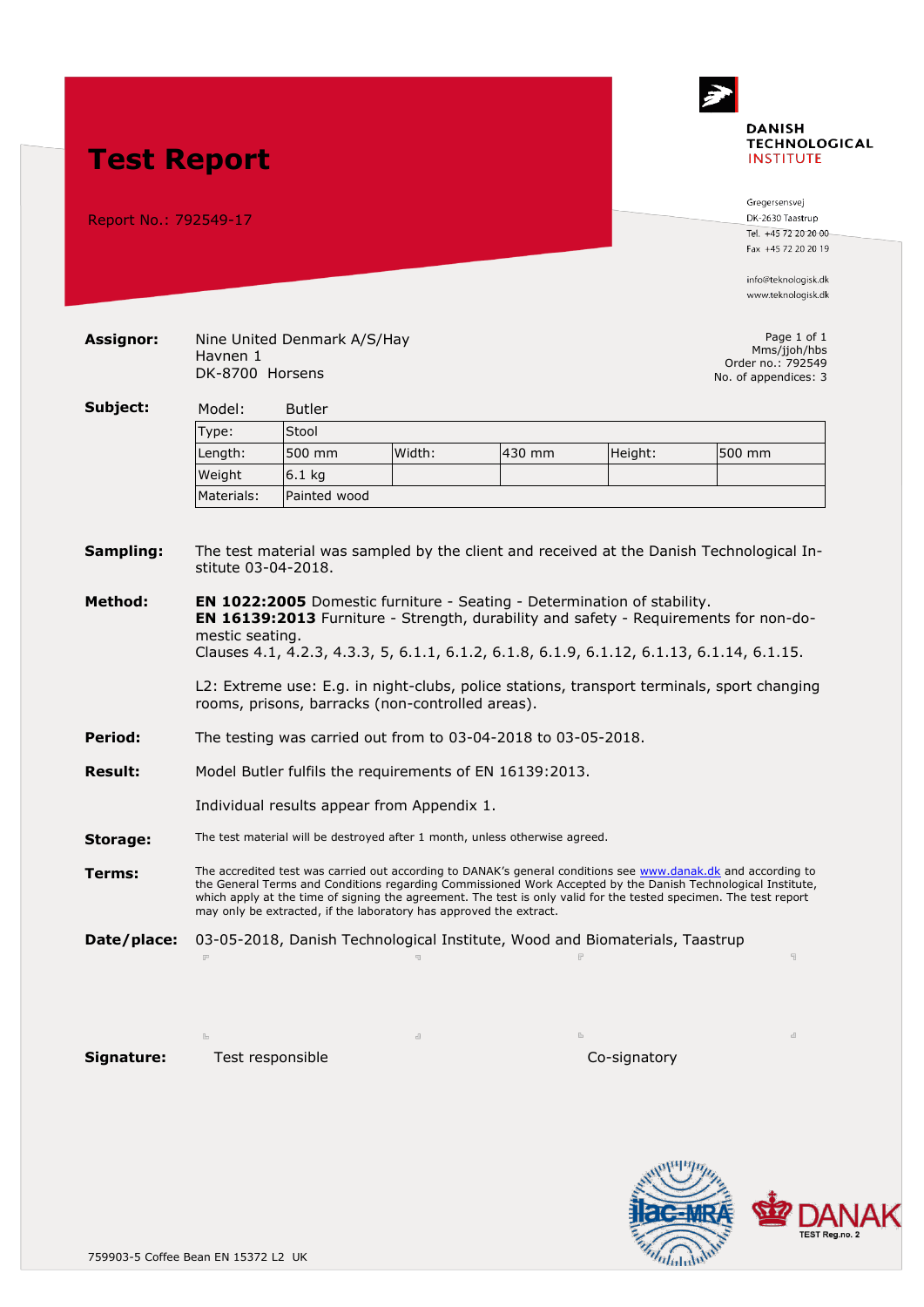# Test Report

Report No.: 792549-17

**DANISH TECHNOLOGICAL INSTITUTE**

Gregersensvej
DK-2630 Taastrup
Tel. +45 72 20 20 00
Fax +45 72 20 20 19

info@teknologisk.dk
www.teknologisk.dk

Page 1 of 1
Mms/jjoh/hbs
Order no.: 792549
No. of appendices: 3

**Assignor:** Nine United Denmark A/S/Hay
Havnen 1
DK-8700 Horsens

**Subject:** Model: Butler

| Type: | Stool | | | | |
|---|---|---|---|---|---|
| Length: | 500 mm | Width: | 430 mm | Height: | 500 mm |
| Weight | 6.1 kg | | | | |
| Materials: | Painted wood | | | | |

**Sampling:** The test material was sampled by the client and received at the Danish Technological Institute 03-04-2018.

**Method:** **EN 1022:2005** Domestic furniture - Seating - Determination of stability.
**EN 16139:2013** Furniture - Strength, durability and safety - Requirements for non-domestic seating.
Clauses 4.1, 4.2.3, 4.3.3, 5, 6.1.1, 6.1.2, 6.1.8, 6.1.9, 6.1.12, 6.1.13, 6.1.14, 6.1.15.

L2: Extreme use: E.g. in night-clubs, police stations, transport terminals, sport changing rooms, prisons, barracks (non-controlled areas).

**Period:** The testing was carried out from to 03-04-2018 to 03-05-2018.

**Result:** Model Butler fulfils the requirements of EN 16139:2013.

Individual results appear from Appendix 1.

**Storage:** The test material will be destroyed after 1 month, unless otherwise agreed.

**Terms:** The accredited test was carried out according to DANAK's general conditions see www.danak.dk and according to the General Terms and Conditions regarding Commissioned Work Accepted by the Danish Technological Institute, which apply at the time of signing the agreement. The test is only valid for the tested specimen. The test report may only be extracted, if the laboratory has approved the extract.

**Date/place:** 03-05-2018, Danish Technological Institute, Wood and Biomaterials, Taastrup

**Signature:** Test responsible &nbsp;&nbsp;&nbsp;&nbsp; Co-signatory

DANAK TEST Reg.no. 2

759903-5 Coffee Bean EN 15372 L2 UK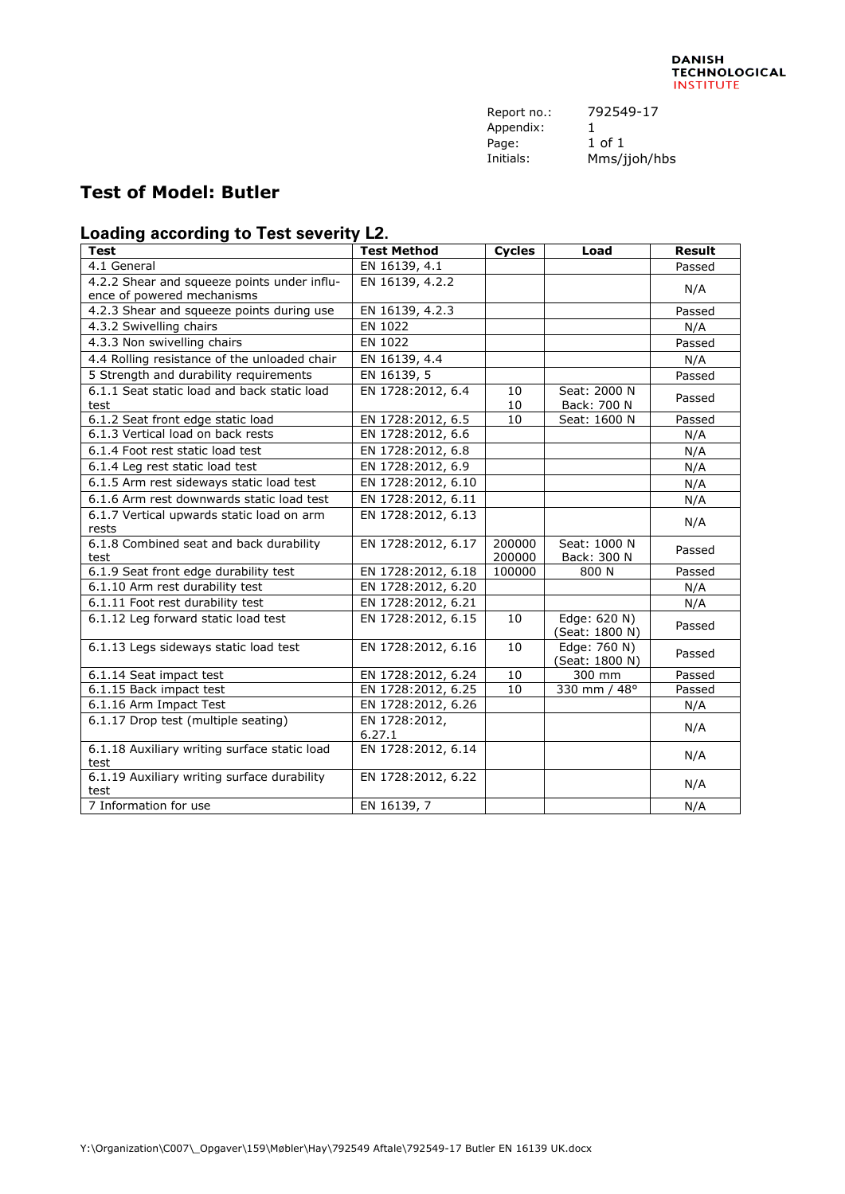Report no.: 792549-17
Appendix: 1
Page: 1 of 1
Initials: Mms/jjoh/hbs

# Test of Model: Butler

## Loading according to Test severity L2.

| Test | Test Method | Cycles | Load | Result |
|---|---|---|---|---|
| 4.1 General | EN 16139, 4.1 | | | Passed |
| 4.2.2 Shear and squeeze points under influence of powered mechanisms | EN 16139, 4.2.2 | | | N/A |
| 4.2.3 Shear and squeeze points during use | EN 16139, 4.2.3 | | | Passed |
| 4.3.2 Swivelling chairs | EN 1022 | | | N/A |
| 4.3.3 Non swivelling chairs | EN 1022 | | | Passed |
| 4.4 Rolling resistance of the unloaded chair | EN 16139, 4.4 | | | N/A |
| 5 Strength and durability requirements | EN 16139, 5 | | | Passed |
| 6.1.1 Seat static load and back static load test | EN 1728:2012, 6.4 | 10<br>10 | Seat: 2000 N<br>Back: 700 N | Passed |
| 6.1.2 Seat front edge static load | EN 1728:2012, 6.5 | 10 | Seat: 1600 N | Passed |
| 6.1.3 Vertical load on back rests | EN 1728:2012, 6.6 | | | N/A |
| 6.1.4 Foot rest static load test | EN 1728:2012, 6.8 | | | N/A |
| 6.1.4 Leg rest static load test | EN 1728:2012, 6.9 | | | N/A |
| 6.1.5 Arm rest sideways static load test | EN 1728:2012, 6.10 | | | N/A |
| 6.1.6 Arm rest downwards static load test | EN 1728:2012, 6.11 | | | N/A |
| 6.1.7 Vertical upwards static load on arm rests | EN 1728:2012, 6.13 | | | N/A |
| 6.1.8 Combined seat and back durability test | EN 1728:2012, 6.17 | 200000<br>200000 | Seat: 1000 N<br>Back: 300 N | Passed |
| 6.1.9 Seat front edge durability test | EN 1728:2012, 6.18 | 100000 | 800 N | Passed |
| 6.1.10 Arm rest durability test | EN 1728:2012, 6.20 | | | N/A |
| 6.1.11 Foot rest durability test | EN 1728:2012, 6.21 | | | N/A |
| 6.1.12 Leg forward static load test | EN 1728:2012, 6.15 | 10 | Edge: 620 N)<br>(Seat: 1800 N) | Passed |
| 6.1.13 Legs sideways static load test | EN 1728:2012, 6.16 | 10 | Edge: 760 N)<br>(Seat: 1800 N) | Passed |
| 6.1.14 Seat impact test | EN 1728:2012, 6.24 | 10 | 300 mm | Passed |
| 6.1.15 Back impact test | EN 1728:2012, 6.25 | 10 | 330 mm / 48° | Passed |
| 6.1.16 Arm Impact Test | EN 1728:2012, 6.26 | | | N/A |
| 6.1.17 Drop test (multiple seating) | EN 1728:2012, 6.27.1 | | | N/A |
| 6.1.18 Auxiliary writing surface static load test | EN 1728:2012, 6.14 | | | N/A |
| 6.1.19 Auxiliary writing surface durability test | EN 1728:2012, 6.22 | | | N/A |
| 7 Information for use | EN 16139, 7 | | | N/A |